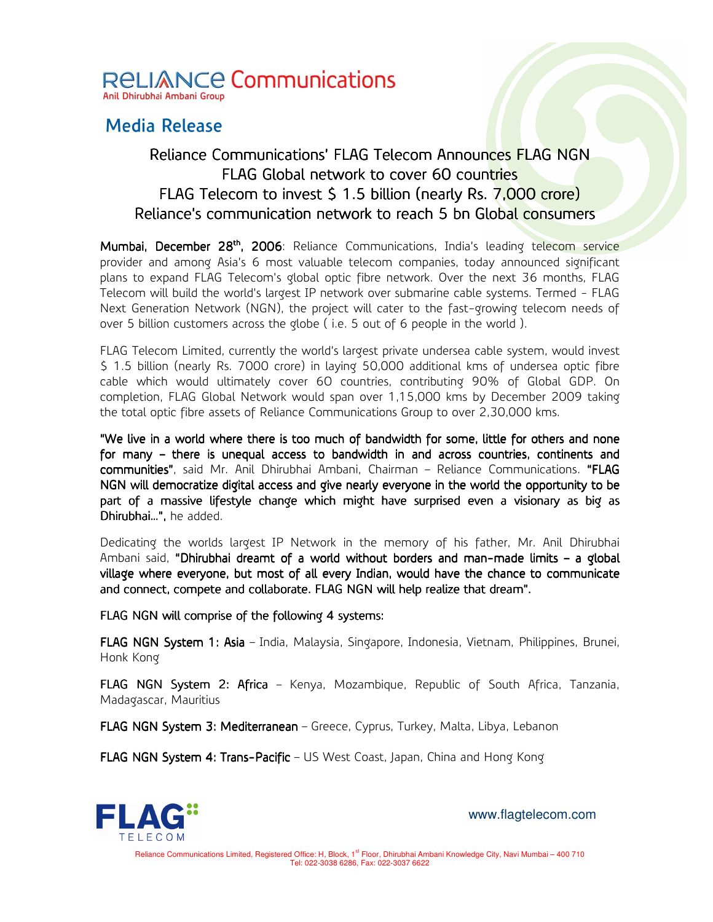# Reliance Communications

Anil Dhirubhai Ambani Group

## Media Release

### Reliance Communications' FLAG Telecom Announces FLAG NGN
### FLAG Global network to cover 60 countries
### FLAG Telecom to invest $ 1.5 billion (nearly Rs. 7,000 crore)
### Reliance's communication network to reach 5 bn Global consumers

**Mumbai, December 28th, 2006**: Reliance Communications, India's leading telecom service provider and among Asia's 6 most valuable telecom companies, today announced significant plans to expand FLAG Telecom's global optic fibre network. Over the next 36 months, FLAG Telecom will build the world's largest IP network over submarine cable systems. Termed - FLAG Next Generation Network (NGN), the project will cater to the fast-growing telecom needs of over 5 billion customers across the globe ( i.e. 5 out of 6 people in the world ).

FLAG Telecom Limited, currently the world's largest private undersea cable system, would invest $ 1.5 billion (nearly Rs. 7000 crore) in laying 50,000 additional kms of undersea optic fibre cable which would ultimately cover 60 countries, contributing 90% of Global GDP. On completion, FLAG Global Network would span over 1,15,000 kms by December 2009 taking the total optic fibre assets of Reliance Communications Group to over 2,30,000 kms.

**"We live in a world where there is too much of bandwidth for some, little for others and none for many – there is unequal access to bandwidth in and across countries, continents and communities"**, said Mr. Anil Dhirubhai Ambani, Chairman – Reliance Communications. **"FLAG NGN will democratize digital access and give nearly everyone in the world the opportunity to be part of a massive lifestyle change which might have surprised even a visionary as big as Dhirubhai…",** he added.

Dedicating the worlds largest IP Network in the memory of his father, Mr. Anil Dhirubhai Ambani said, **"Dhirubhai dreamt of a world without borders and man-made limits – a global village where everyone, but most of all every Indian, would have the chance to communicate and connect, compete and collaborate. FLAG NGN will help realize that dream".**

**FLAG NGN will comprise of the following 4 systems:**

**FLAG NGN System 1: Asia** – India, Malaysia, Singapore, Indonesia, Vietnam, Philippines, Brunei, Honk Kong

**FLAG NGN System 2: Africa** – Kenya, Mozambique, Republic of South Africa, Tanzania, Madagascar, Mauritius

**FLAG NGN System 3: Mediterranean** – Greece, Cyprus, Turkey, Malta, Libya, Lebanon

**FLAG NGN System 4: Trans-Pacific** – US West Coast, Japan, China and Hong Kong

FLAG TELECOM

www.flagtelecom.com

Reliance Communications Limited, Registered Office: H, Block, 1st Floor, Dhirubhai Ambani Knowledge City, Navi Mumbai – 400 710
Tel: 022-3038 6286, Fax: 022-3037 6622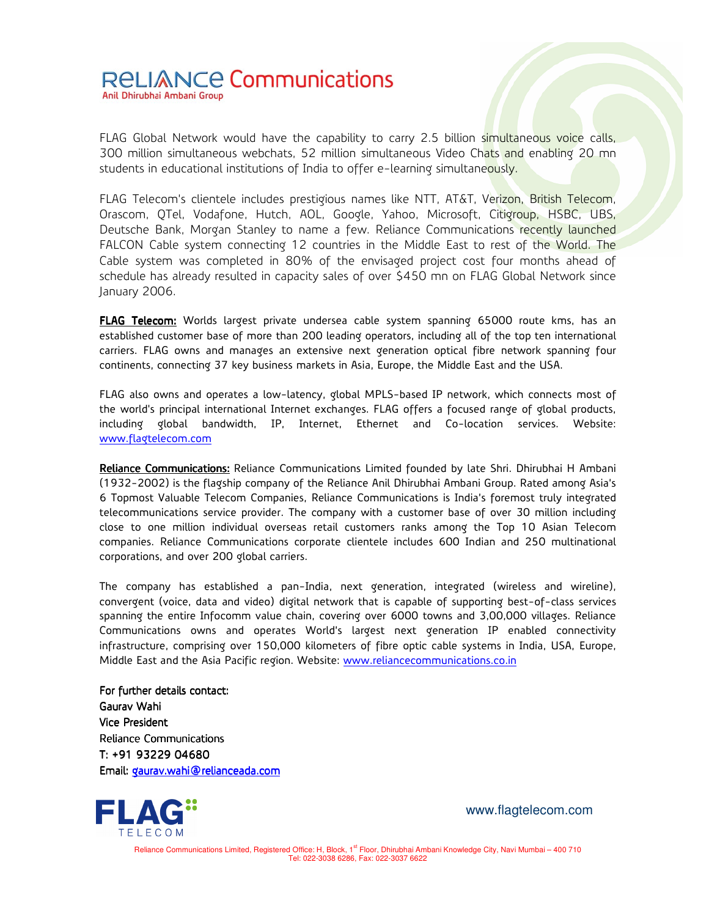FLAG Global Network would have the capability to carry 2.5 billion simultaneous voice calls, 300 million simultaneous webchats, 52 million simultaneous Video Chats and enabling 20 mn students in educational institutions of India to offer e-learning simultaneously.

FLAG Telecom's clientele includes prestigious names like NTT, AT&T, Verizon, British Telecom, Orascom, QTel, Vodafone, Hutch, AOL, Google, Yahoo, Microsoft, Citigroup, HSBC, UBS, Deutsche Bank, Morgan Stanley to name a few. Reliance Communications recently launched FALCON Cable system connecting 12 countries in the Middle East to rest of the World. The Cable system was completed in 80% of the envisaged project cost four months ahead of schedule has already resulted in capacity sales of over $450 mn on FLAG Global Network since January 2006.

**FLAG Telecom:** Worlds largest private undersea cable system spanning 65000 route kms, has an established customer base of more than 200 leading operators, including all of the top ten international carriers. FLAG owns and manages an extensive next generation optical fibre network spanning four continents, connecting 37 key business markets in Asia, Europe, the Middle East and the USA.

FLAG also owns and operates a low-latency, global MPLS-based IP network, which connects most of the world's principal international Internet exchanges. FLAG offers a focused range of global products, including global bandwidth, IP, Internet, Ethernet and Co-location services. Website: www.flagtelecom.com

**Reliance Communications:** Reliance Communications Limited founded by late Shri. Dhirubhai H Ambani (1932-2002) is the flagship company of the Reliance Anil Dhirubhai Ambani Group. Rated among Asia's 6 Topmost Valuable Telecom Companies, Reliance Communications is India's foremost truly integrated telecommunications service provider. The company with a customer base of over 30 million including close to one million individual overseas retail customers ranks among the Top 10 Asian Telecom companies. Reliance Communications corporate clientele includes 600 Indian and 250 multinational corporations, and over 200 global carriers.

The company has established a pan-India, next generation, integrated (wireless and wireline), convergent (voice, data and video) digital network that is capable of supporting best-of-class services spanning the entire Infocomm value chain, covering over 6000 towns and 3,00,000 villages. Reliance Communications owns and operates World's largest next generation IP enabled connectivity infrastructure, comprising over 150,000 kilometers of fibre optic cable systems in India, USA, Europe, Middle East and the Asia Pacific region. Website: www.reliancecommunications.co.in

For further details contact:
Gaurav Wahi
Vice President
Reliance Communications
T: +91 93229 04680
Email: gaurav.wahi@relianceada.com

www.flagtelecom.com

Reliance Communications Limited, Registered Office: H, Block, 1st Floor, Dhirubhai Ambani Knowledge City, Navi Mumbai – 400 710
Tel: 022-3038 6286, Fax: 022-3037 6622